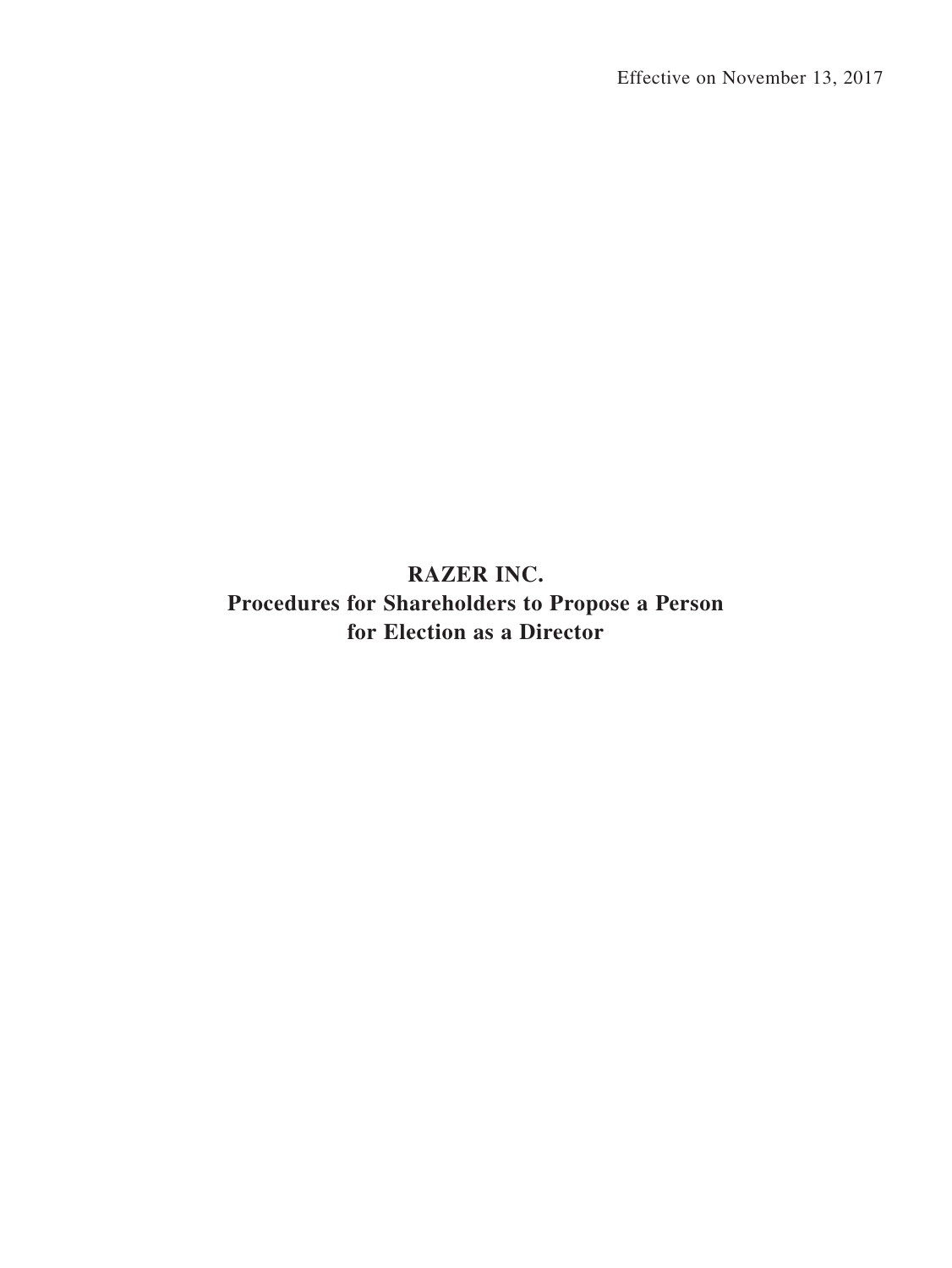Effective on November 13, 2017

# RAZER INC.
# Procedures for Shareholders to Propose a Person for Election as a Director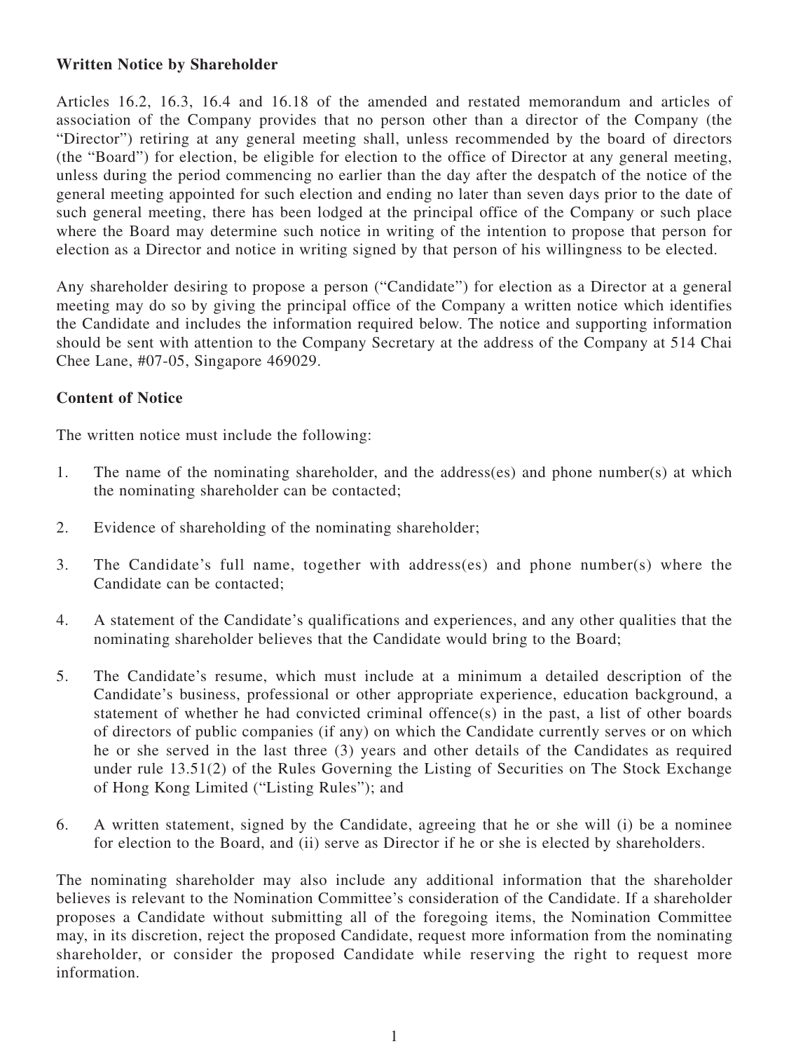**Written Notice by Shareholder**

Articles 16.2, 16.3, 16.4 and 16.18 of the amended and restated memorandum and articles of association of the Company provides that no person other than a director of the Company (the "Director") retiring at any general meeting shall, unless recommended by the board of directors (the "Board") for election, be eligible for election to the office of Director at any general meeting, unless during the period commencing no earlier than the day after the despatch of the notice of the general meeting appointed for such election and ending no later than seven days prior to the date of such general meeting, there has been lodged at the principal office of the Company or such place where the Board may determine such notice in writing of the intention to propose that person for election as a Director and notice in writing signed by that person of his willingness to be elected.

Any shareholder desiring to propose a person ("Candidate") for election as a Director at a general meeting may do so by giving the principal office of the Company a written notice which identifies the Candidate and includes the information required below. The notice and supporting information should be sent with attention to the Company Secretary at the address of the Company at 514 Chai Chee Lane, #07-05, Singapore 469029.

**Content of Notice**

The written notice must include the following:

1. The name of the nominating shareholder, and the address(es) and phone number(s) at which the nominating shareholder can be contacted;

2. Evidence of shareholding of the nominating shareholder;

3. The Candidate's full name, together with address(es) and phone number(s) where the Candidate can be contacted;

4. A statement of the Candidate's qualifications and experiences, and any other qualities that the nominating shareholder believes that the Candidate would bring to the Board;

5. The Candidate's resume, which must include at a minimum a detailed description of the Candidate's business, professional or other appropriate experience, education background, a statement of whether he had convicted criminal offence(s) in the past, a list of other boards of directors of public companies (if any) on which the Candidate currently serves or on which he or she served in the last three (3) years and other details of the Candidates as required under rule 13.51(2) of the Rules Governing the Listing of Securities on The Stock Exchange of Hong Kong Limited ("Listing Rules"); and

6. A written statement, signed by the Candidate, agreeing that he or she will (i) be a nominee for election to the Board, and (ii) serve as Director if he or she is elected by shareholders.

The nominating shareholder may also include any additional information that the shareholder believes is relevant to the Nomination Committee's consideration of the Candidate. If a shareholder proposes a Candidate without submitting all of the foregoing items, the Nomination Committee may, in its discretion, reject the proposed Candidate, request more information from the nominating shareholder, or consider the proposed Candidate while reserving the right to request more information.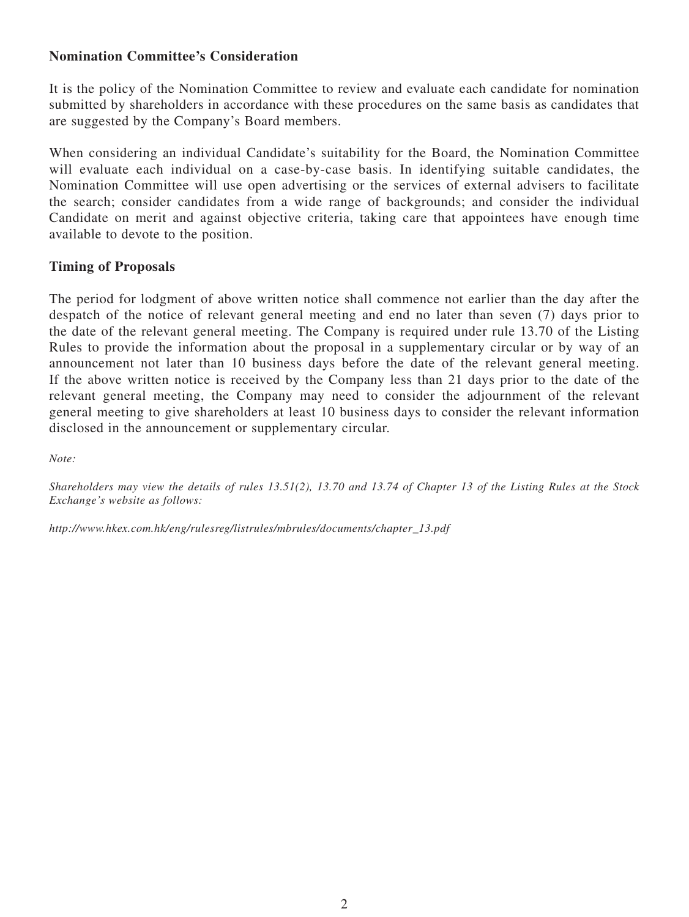**Nomination Committee's Consideration**

It is the policy of the Nomination Committee to review and evaluate each candidate for nomination submitted by shareholders in accordance with these procedures on the same basis as candidates that are suggested by the Company's Board members.

When considering an individual Candidate's suitability for the Board, the Nomination Committee will evaluate each individual on a case-by-case basis. In identifying suitable candidates, the Nomination Committee will use open advertising or the services of external advisers to facilitate the search; consider candidates from a wide range of backgrounds; and consider the individual Candidate on merit and against objective criteria, taking care that appointees have enough time available to devote to the position.

**Timing of Proposals**

The period for lodgment of above written notice shall commence not earlier than the day after the despatch of the notice of relevant general meeting and end no later than seven (7) days prior to the date of the relevant general meeting. The Company is required under rule 13.70 of the Listing Rules to provide the information about the proposal in a supplementary circular or by way of an announcement not later than 10 business days before the date of the relevant general meeting. If the above written notice is received by the Company less than 21 days prior to the date of the relevant general meeting, the Company may need to consider the adjournment of the relevant general meeting to give shareholders at least 10 business days to consider the relevant information disclosed in the announcement or supplementary circular.

*Note:*

*Shareholders may view the details of rules 13.51(2), 13.70 and 13.74 of Chapter 13 of the Listing Rules at the Stock Exchange's website as follows:*

*http://www.hkex.com.hk/eng/rulesreg/listrules/mbrules/documents/chapter_13.pdf*